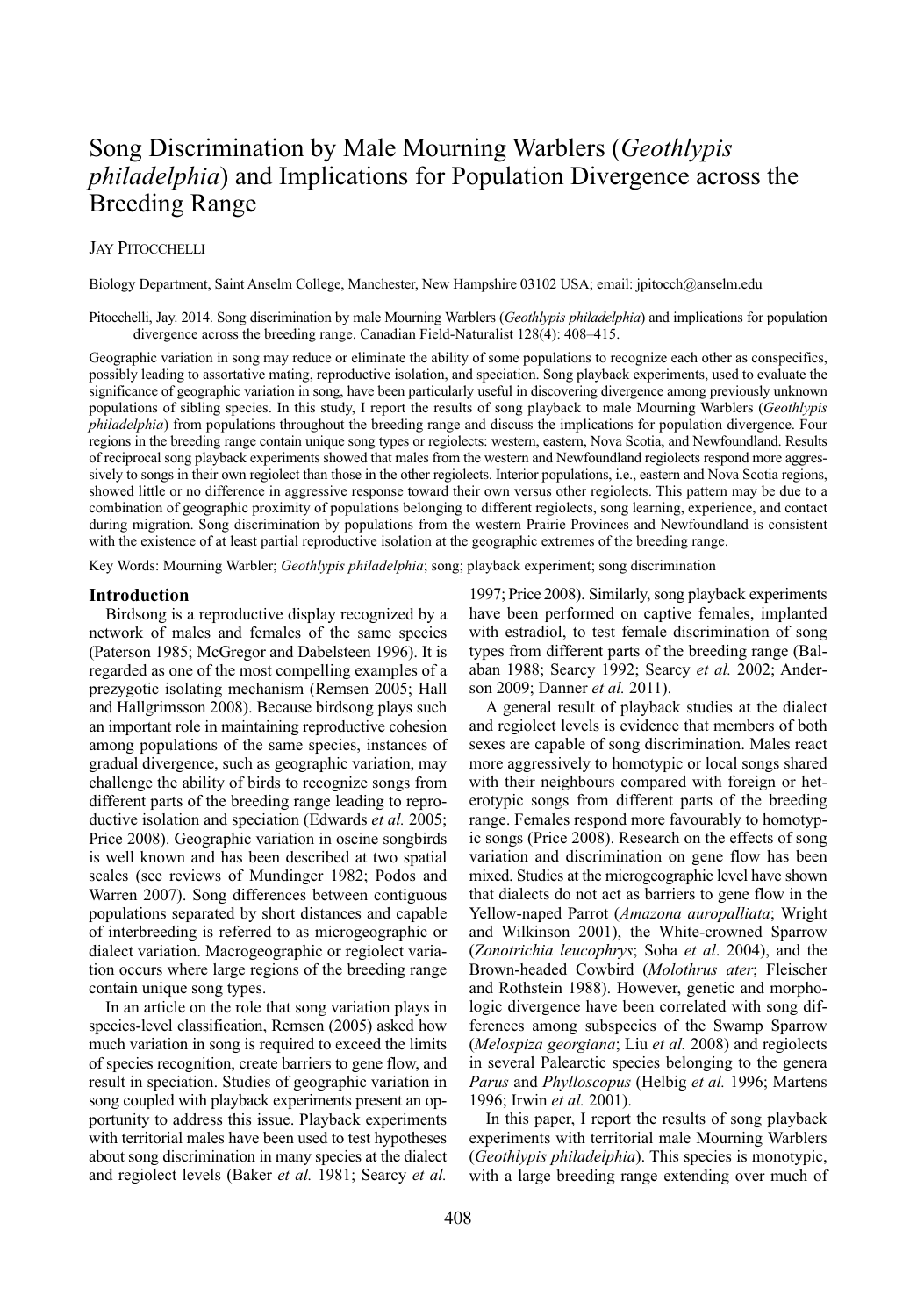# Song Discrimination by Male Mourning Warblers (*Geothlypis philadelphia*) and Implications for Population Divergence across the Breeding Range

JAY PITOCCHELLI

Biology Department, Saint Anselm College, Manchester, New Hampshire 03102 USA; email: jpitocch@anselm.edu

Pitocchelli, Jay. 2014. Song discrimination by male Mourning Warblers (*Geothlypis philadelphia*) and implications for population divergence across the breeding range. Canadian Field-Naturalist 128(4): 408–415.

Geographic variation in song may reduce or eliminate the ability of some populations to recognize each other as conspecifics, possibly leading to assortative mating, reproductive isolation, and speciation. Song playback experiments, used to evaluate the significance of geographic variation in song, have been particularly useful in discovering divergence among previously unknown populations of sibling species. In this study, I report the results of song playback to male Mourning Warblers (*Geothlypis philadelphia*) from populations throughout the breeding range and discuss the implications for population divergence. Four regions in the breeding range contain unique song types or regiolects: western, eastern, Nova Scotia, and Newfoundland. Results of reciprocal song playback experiments showed that males from the western and Newfoundland regiolects respond more aggressively to songs in their own regiolect than those in the other regiolects. Interior populations, i.e., eastern and Nova Scotia regions, showed little or no difference in aggressive response toward their own versus other regiolects. This pattern may be due to a combination of geographic proximity of populations belonging to different regiolects, song learning, experience, and contact during migration. Song discrimination by populations from the western Prairie Provinces and Newfoundland is consistent with the existence of at least partial reproductive isolation at the geographic extremes of the breeding range.

Key Words: Mourning Warbler; *Geothlypis philadelphia*; song; playback experiment; song discrimination

## Introduction

Birdsong is a reproductive display recognized by a network of males and females of the same species (Paterson 1985; McGregor and Dabelsteen 1996). It is regarded as one of the most compelling examples of a prezygotic isolating mechanism (Remsen 2005; Hall and Hallgrimsson 2008). Because birdsong plays such an important role in maintaining reproductive cohesion among populations of the same species, instances of gradual divergence, such as geographic variation, may challenge the ability of birds to recognize songs from different parts of the breeding range leading to reproductive isolation and speciation (Edwards *et al.* 2005; Price 2008). Geographic variation in oscine songbirds is well known and has been described at two spatial scales (see reviews of Mundinger 1982; Podos and Warren 2007). Song differences between contiguous populations separated by short distances and capable of interbreeding is referred to as microgeographic or dialect variation. Macrogeographic or regiolect variation occurs where large regions of the breeding range contain unique song types.

In an article on the role that song variation plays in species-level classification, Remsen (2005) asked how much variation in song is required to exceed the limits of species recognition, create barriers to gene flow, and result in speciation. Studies of geographic variation in song coupled with playback experiments present an opportunity to address this issue. Playback experiments with territorial males have been used to test hypotheses about song discrimination in many species at the dialect and regiolect levels (Baker *et al.* 1981; Searcy *et al.* 1997; Price 2008). Similarly, song playback experiments have been performed on captive females, implanted with estradiol, to test female discrimination of song types from different parts of the breeding range (Balaban 1988; Searcy 1992; Searcy *et al.* 2002; Anderson 2009; Danner *et al.* 2011).

A general result of playback studies at the dialect and regiolect levels is evidence that members of both sexes are capable of song discrimination. Males react more aggressively to homotypic or local songs shared with their neighbours compared with foreign or heterotypic songs from different parts of the breeding range. Females respond more favourably to homotypic songs (Price 2008). Research on the effects of song variation and discrimination on gene flow has been mixed. Studies at the microgeographic level have shown that dialects do not act as barriers to gene flow in the Yellow-naped Parrot (*Amazona auropalliata*; Wright and Wilkinson 2001), the White-crowned Sparrow (*Zonotrichia leucophrys*; Soha *et al*. 2004), and the Brown-headed Cowbird (*Molothrus ater*; Fleischer and Rothstein 1988). However, genetic and morphologic divergence have been correlated with song differences among subspecies of the Swamp Sparrow (*Melospiza georgiana*; Liu *et al.* 2008) and regiolects in several Palearctic species belonging to the genera *Parus* and *Phylloscopus* (Helbig *et al.* 1996; Martens 1996; Irwin *et al.* 2001).

In this paper, I report the results of song playback experiments with territorial male Mourning Warblers (*Geothlypis philadelphia*). This species is monotypic, with a large breeding range extending over much of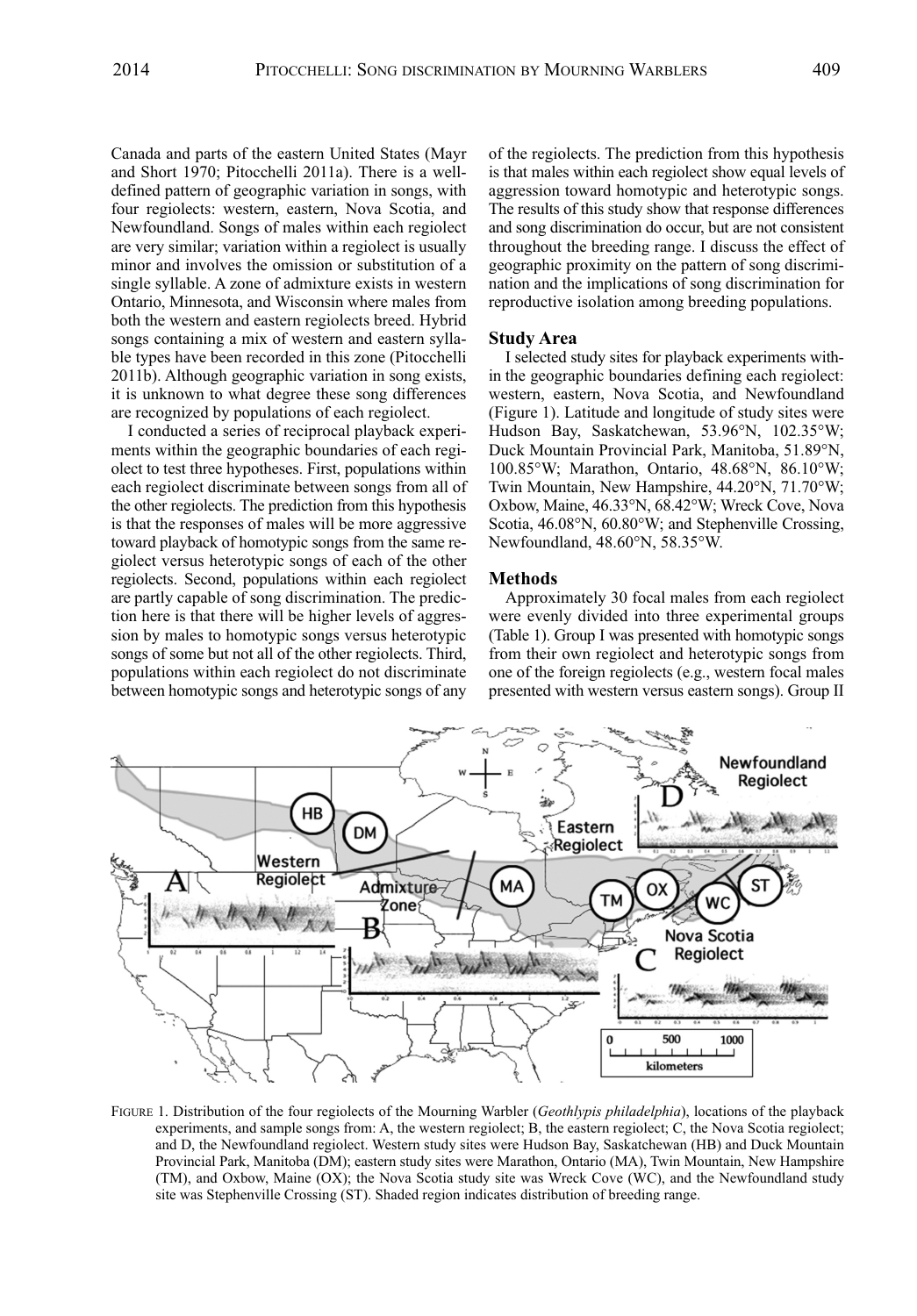Canada and parts of the eastern United States (Mayr and Short 1970; Pitocchelli 2011a). There is a well-defined pattern of geographic variation in songs, with four regiolects: western, eastern, Nova Scotia, and Newfoundland. Songs of males within each regiolect are very similar; variation within a regiolect is usually minor and involves the omission or substitution of a single syllable. A zone of admixture exists in western Ontario, Minnesota, and Wisconsin where males from both the western and eastern regiolects breed. Hybrid songs containing a mix of western and eastern syllable types have been recorded in this zone (Pitocchelli 2011b). Although geographic variation in song exists, it is unknown to what degree these song differences are recognized by populations of each regiolect.

I conducted a series of reciprocal playback experiments within the geographic boundaries of each regiolect to test three hypotheses. First, populations within each regiolect discriminate between songs from all of the other regiolects. The prediction from this hypothesis is that the responses of males will be more aggressive toward playback of homotypic songs from the same regiolect versus heterotypic songs of each of the other regiolects. Second, populations within each regiolect are partly capable of song discrimination. The prediction here is that there will be higher levels of aggression by males to homotypic songs versus heterotypic songs of some but not all of the other regiolects. Third, populations within each regiolect do not discriminate between homotypic songs and heterotypic songs of any of the regiolects. The prediction from this hypothesis is that males within each regiolect show equal levels of aggression toward homotypic and heterotypic songs. The results of this study show that response differences and song discrimination do occur, but are not consistent throughout the breeding range. I discuss the effect of geographic proximity on the pattern of song discrimination and the implications of song discrimination for reproductive isolation among breeding populations.

### Study Area

I selected study sites for playback experiments within the geographic boundaries defining each regiolect: western, eastern, Nova Scotia, and Newfoundland (Figure 1). Latitude and longitude of study sites were Hudson Bay, Saskatchewan, 53.96°N, 102.35°W; Duck Mountain Provincial Park, Manitoba, 51.89°N, 100.85°W; Marathon, Ontario, 48.68°N, 86.10°W; Twin Mountain, New Hampshire, 44.20°N, 71.70°W; Oxbow, Maine, 46.33°N, 68.42°W; Wreck Cove, Nova Scotia, 46.08°N, 60.80°W; and Stephenville Crossing, Newfoundland, 48.60°N, 58.35°W.

### Methods

Approximately 30 focal males from each regiolect were evenly divided into three experimental groups (Table 1). Group I was presented with homotypic songs from their own regiolect and heterotypic songs from one of the foreign regiolects (e.g., western focal males presented with western versus eastern songs). Group II

FIGURE 1. Distribution of the four regiolects of the Mourning Warbler (*Geothlypis philadelphia*), locations of the playback experiments, and sample songs from: A, the western regiolect; B, the eastern regiolect; C, the Nova Scotia regiolect; and D, the Newfoundland regiolect. Western study sites were Hudson Bay, Saskatchewan (HB) and Duck Mountain Provincial Park, Manitoba (DM); eastern study sites were Marathon, Ontario (MA), Twin Mountain, New Hampshire (TM), and Oxbow, Maine (OX); the Nova Scotia study site was Wreck Cove (WC), and the Newfoundland study site was Stephenville Crossing (ST). Shaded region indicates distribution of breeding range.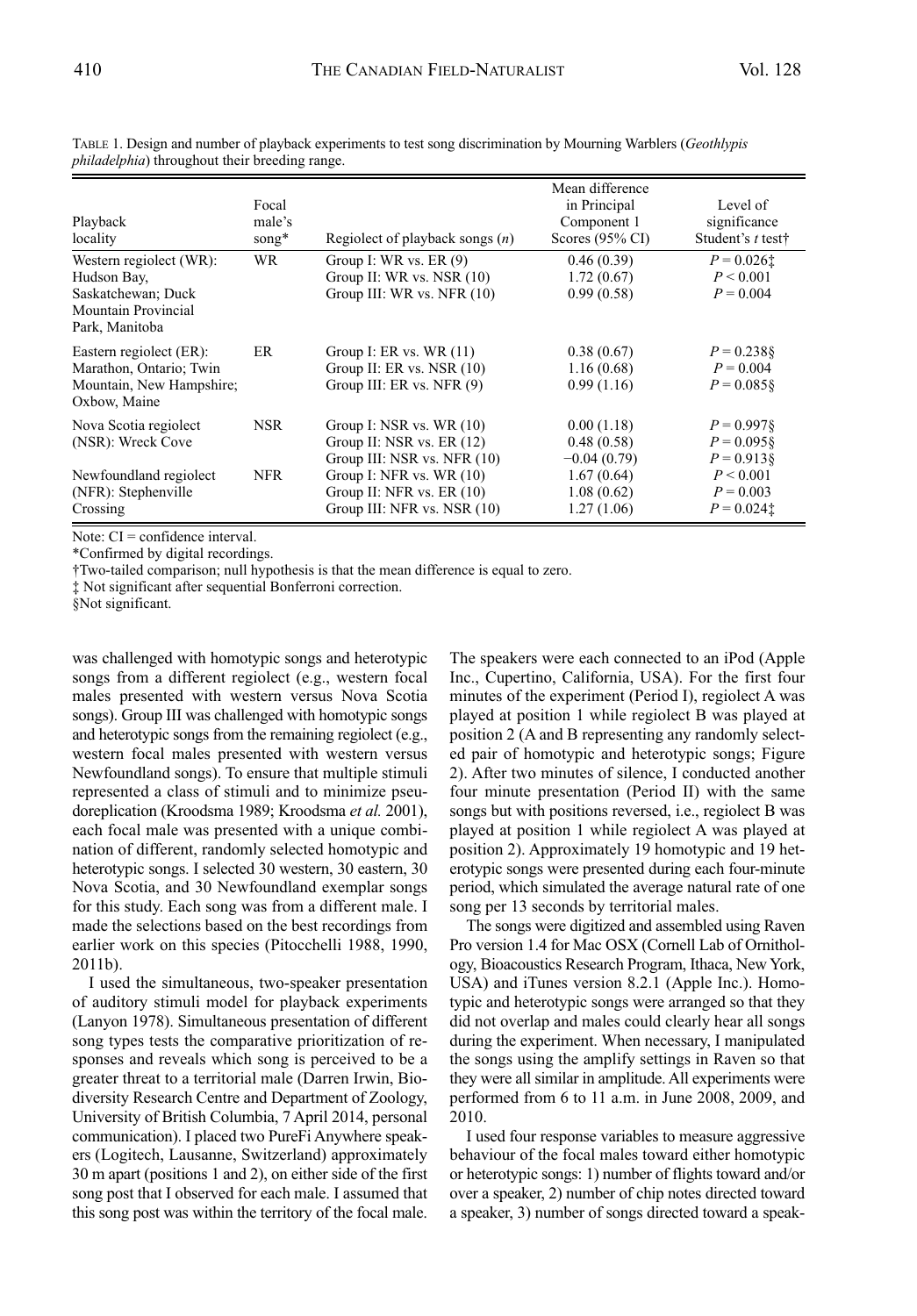TABLE 1. Design and number of playback experiments to test song discrimination by Mourning Warblers (*Geothlypis philadelphia*) throughout their breeding range.

| Playback locality | Focal male's song* | Regiolect of playback songs (*n*) | Mean difference in Principal Component 1 Scores (95% CI) | Level of significance Student's *t* test† |
|---|---|---|---|---|
| Western regiolect (WR): Hudson Bay, Saskatchewan; Duck Mountain Provincial Park, Manitoba | WR | Group I: WR vs. ER (9) | 0.46 (0.39) | $P = 0.026$‡ |
| | | Group II: WR vs. NSR (10) | 1.72 (0.67) | $P < 0.001$ |
| | | Group III: WR vs. NFR (10) | 0.99 (0.58) | $P = 0.004$ |
| Eastern regiolect (ER): Marathon, Ontario; Twin Mountain, New Hampshire; Oxbow, Maine | ER | Group I: ER vs. WR (11) | 0.38 (0.67) | $P = 0.238$§ |
| | | Group II: ER vs. NSR (10) | 1.16 (0.68) | $P = 0.004$ |
| | | Group III: ER vs. NFR (9) | 0.99 (1.16) | $P = 0.085$§ |
| Nova Scotia regiolect (NSR): Wreck Cove | NSR | Group I: NSR vs. WR (10) | 0.00 (1.18) | $P = 0.997$§ |
| | | Group II: NSR vs. ER (12) | 0.48 (0.58) | $P = 0.095$§ |
| | | Group III: NSR vs. NFR (10) | −0.04 (0.79) | $P = 0.913$§ |
| Newfoundland regiolect (NFR): Stephenville Crossing | NFR | Group I: NFR vs. WR (10) | 1.67 (0.64) | $P < 0.001$ |
| | | Group II: NFR vs. ER (10) | 1.08 (0.62) | $P = 0.003$ |
| | | Group III: NFR vs. NSR (10) | 1.27 (1.06) | $P = 0.024$‡ |

Note: CI = confidence interval.
*Confirmed by digital recordings.
†Two-tailed comparison; null hypothesis is that the mean difference is equal to zero.
‡ Not significant after sequential Bonferroni correction.
§Not significant.

was challenged with homotypic songs and heterotypic songs from a different regiolect (e.g., western focal males presented with western versus Nova Scotia songs). Group III was challenged with homotypic songs and heterotypic songs from the remaining regiolect (e.g., western focal males presented with western versus Newfoundland songs). To ensure that multiple stimuli represented a class of stimuli and to minimize pseudoreplication (Kroodsma 1989; Kroodsma *et al.* 2001), each focal male was presented with a unique combination of different, randomly selected homotypic and heterotypic songs. I selected 30 western, 30 eastern, 30 Nova Scotia, and 30 Newfoundland exemplar songs for this study. Each song was from a different male. I made the selections based on the best recordings from earlier work on this species (Pitocchelli 1988, 1990, 2011b).

I used the simultaneous, two-speaker presentation of auditory stimuli model for playback experiments (Lanyon 1978). Simultaneous presentation of different song types tests the comparative prioritization of responses and reveals which song is perceived to be a greater threat to a territorial male (Darren Irwin, Biodiversity Research Centre and Department of Zoology, University of British Columbia, 7 April 2014, personal communication). I placed two PureFi Anywhere speakers (Logitech, Lausanne, Switzerland) approximately 30 m apart (positions 1 and 2), on either side of the first song post that I observed for each male. I assumed that this song post was within the territory of the focal male. The speakers were each connected to an iPod (Apple Inc., Cupertino, California, USA). For the first four minutes of the experiment (Period I), regiolect A was played at position 1 while regiolect B was played at position 2 (A and B representing any randomly selected pair of homotypic and heterotypic songs; Figure 2). After two minutes of silence, I conducted another four minute presentation (Period II) with the same songs but with positions reversed, i.e., regiolect B was played at position 1 while regiolect A was played at position 2). Approximately 19 homotypic and 19 heterotypic songs were presented during each four-minute period, which simulated the average natural rate of one song per 13 seconds by territorial males.

The songs were digitized and assembled using Raven Pro version 1.4 for Mac OSX (Cornell Lab of Ornithology, Bioacoustics Research Program, Ithaca, New York, USA) and iTunes version 8.2.1 (Apple Inc.). Homotypic and heterotypic songs were arranged so that they did not overlap and males could clearly hear all songs during the experiment. When necessary, I manipulated the songs using the amplify settings in Raven so that they were all similar in amplitude. All experiments were performed from 6 to 11 a.m. in June 2008, 2009, and 2010.

I used four response variables to measure aggressive behaviour of the focal males toward either homotypic or heterotypic songs: 1) number of flights toward and/or over a speaker, 2) number of chip notes directed toward a speaker, 3) number of songs directed toward a speak-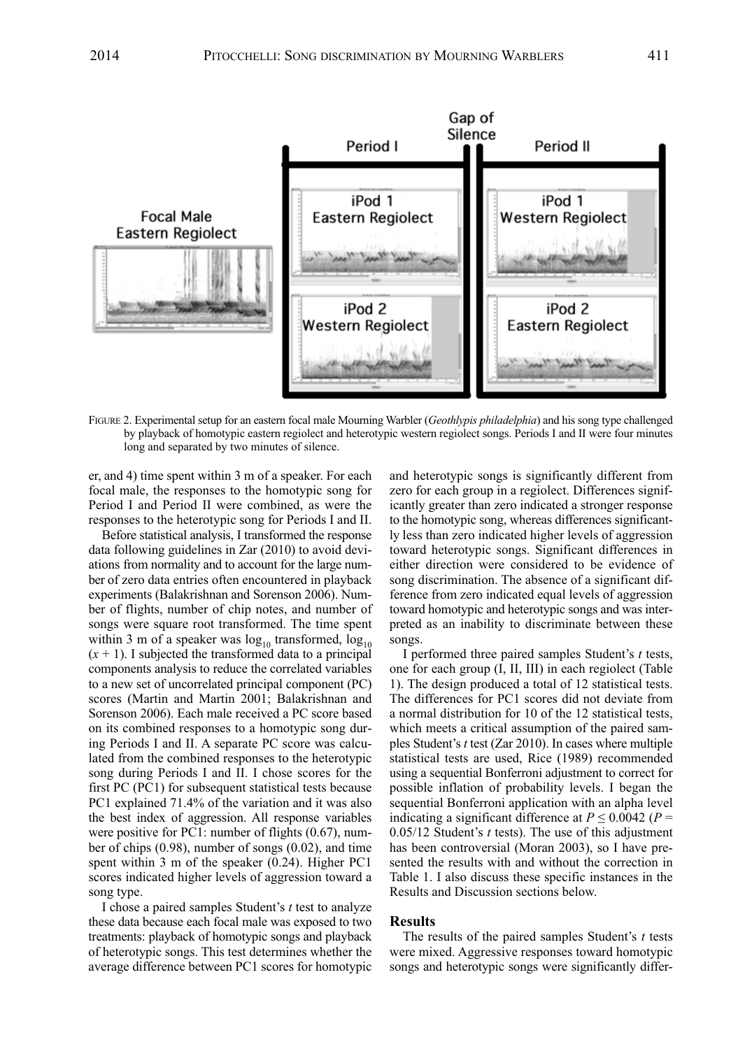FIGURE 2. Experimental setup for an eastern focal male Mourning Warbler (*Geothlypis philadelphia*) and his song type challenged by playback of homotypic eastern regiolect and heterotypic western regiolect songs. Periods I and II were four minutes long and separated by two minutes of silence.

er, and 4) time spent within 3 m of a speaker. For each focal male, the responses to the homotypic song for Period I and Period II were combined, as were the responses to the heterotypic song for Periods I and II.

Before statistical analysis, I transformed the response data following guidelines in Zar (2010) to avoid deviations from normality and to account for the large number of zero data entries often encountered in playback experiments (Balakrishnan and Sorenson 2006). Number of flights, number of chip notes, and number of songs were square root transformed. The time spent within 3 m of a speaker was $\log_{10}$ transformed, $\log_{10}(x + 1)$. I subjected the transformed data to a principal components analysis to reduce the correlated variables to a new set of uncorrelated principal component (PC) scores (Martin and Martin 2001; Balakrishnan and Sorenson 2006). Each male received a PC score based on its combined responses to a homotypic song during Periods I and II. A separate PC score was calculated from the combined responses to the heterotypic song during Periods I and II. I chose scores for the first PC (PC1) for subsequent statistical tests because PC1 explained 71.4% of the variation and it was also the best index of aggression. All response variables were positive for PC1: number of flights (0.67), number of chips (0.98), number of songs (0.02), and time spent within 3 m of the speaker (0.24). Higher PC1 scores indicated higher levels of aggression toward a song type.

I chose a paired samples Student's *t* test to analyze these data because each focal male was exposed to two treatments: playback of homotypic songs and playback of heterotypic songs. This test determines whether the average difference between PC1 scores for homotypic and heterotypic songs is significantly different from zero for each group in a regiolect. Differences significantly greater than zero indicated a stronger response to the homotypic song, whereas differences significantly less than zero indicated higher levels of aggression toward heterotypic songs. Significant differences in either direction were considered to be evidence of song discrimination. The absence of a significant difference from zero indicated equal levels of aggression toward homotypic and heterotypic songs and was interpreted as an inability to discriminate between these songs.

I performed three paired samples Student's *t* tests, one for each group (I, II, III) in each regiolect (Table 1). The design produced a total of 12 statistical tests. The differences for PC1 scores did not deviate from a normal distribution for 10 of the 12 statistical tests, which meets a critical assumption of the paired samples Student's *t* test (Zar 2010). In cases where multiple statistical tests are used, Rice (1989) recommended using a sequential Bonferroni adjustment to correct for possible inflation of probability levels. I began the sequential Bonferroni application with an alpha level indicating a significant difference at $P \leq 0.0042$ ($P = 0.05/12$ Student's *t* tests). The use of this adjustment has been controversial (Moran 2003), so I have presented the results with and without the correction in Table 1. I also discuss these specific instances in the Results and Discussion sections below.

## Results

The results of the paired samples Student's *t* tests were mixed. Aggressive responses toward homotypic songs and heterotypic songs were significantly differ-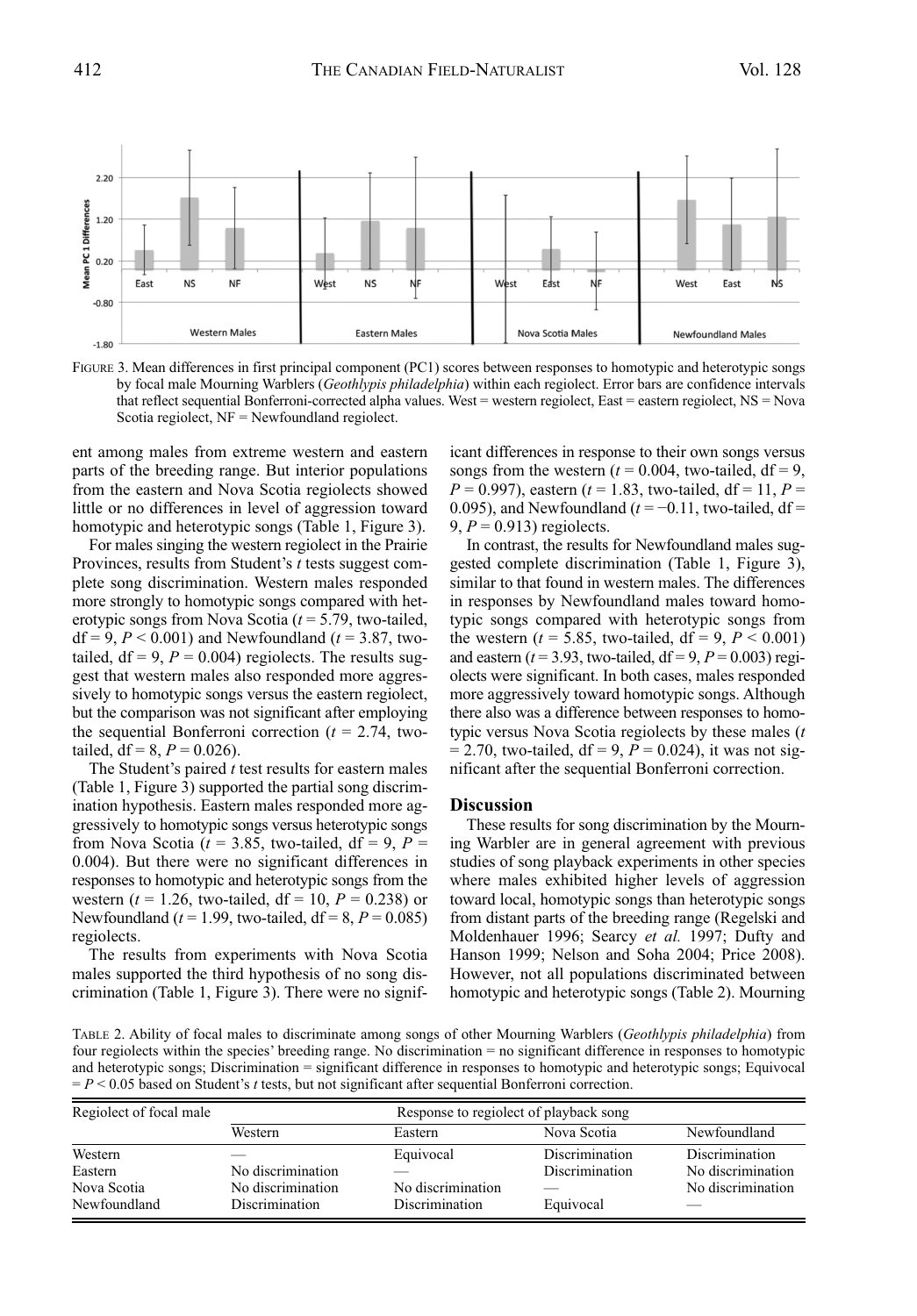FIGURE 3. Mean differences in first principal component (PC1) scores between responses to homotypic and heterotypic songs by focal male Mourning Warblers (*Geothlypis philadelphia*) within each regiolect. Error bars are confidence intervals that reflect sequential Bonferroni-corrected alpha values. West = western regiolect, East = eastern regiolect, NS = Nova Scotia regiolect, NF = Newfoundland regiolect.

ent among males from extreme western and eastern parts of the breeding range. But interior populations from the eastern and Nova Scotia regiolects showed little or no differences in level of aggression toward homotypic and heterotypic songs (Table 1, Figure 3).

For males singing the western regiolect in the Prairie Provinces, results from Student's *t* tests suggest complete song discrimination. Western males responded more strongly to homotypic songs compared with heterotypic songs from Nova Scotia ($t = 5.79$, two-tailed, df = 9, $P < 0.001$) and Newfoundland ($t = 3.87$, two-tailed, df = 9, $P = 0.004$) regiolects. The results suggest that western males also responded more aggressively to homotypic songs versus the eastern regiolect, but the comparison was not significant after employing the sequential Bonferroni correction ($t = 2.74$, two-tailed, df = 8, $P = 0.026$).

The Student's paired *t* test results for eastern males (Table 1, Figure 3) supported the partial song discrimination hypothesis. Eastern males responded more aggressively to homotypic songs versus heterotypic songs from Nova Scotia ($t = 3.85$, two-tailed, df = 9, $P = 0.004$). But there were no significant differences in responses to homotypic and heterotypic songs from the western ($t = 1.26$, two-tailed, df = 10, $P = 0.238$) or Newfoundland ($t = 1.99$, two-tailed, df = 8, $P = 0.085$) regiolects.

The results from experiments with Nova Scotia males supported the third hypothesis of no song discrimination (Table 1, Figure 3). There were no significant differences in response to their own songs versus songs from the western ($t = 0.004$, two-tailed, df = 9, $P = 0.997$), eastern ($t = 1.83$, two-tailed, df = 11, $P = 0.095$), and Newfoundland ($t = -0.11$, two-tailed, df = 9, $P = 0.913$) regiolects.

In contrast, the results for Newfoundland males suggested complete discrimination (Table 1, Figure 3), similar to that found in western males. The differences in responses by Newfoundland males toward homotypic songs compared with heterotypic songs from the western ($t = 5.85$, two-tailed, df = 9, $P < 0.001$) and eastern ($t = 3.93$, two-tailed, df = 9, $P = 0.003$) regiolects were significant. In both cases, males responded more aggressively toward homotypic songs. Although there also was a difference between responses to homotypic versus Nova Scotia regiolects by these males ($t = 2.70$, two-tailed, df = 9, $P = 0.024$), it was not significant after the sequential Bonferroni correction.

## Discussion

These results for song discrimination by the Mourning Warbler are in general agreement with previous studies of song playback experiments in other species where males exhibited higher levels of aggression toward local, homotypic songs than heterotypic songs from distant parts of the breeding range (Regelski and Moldenhauer 1996; Searcy *et al.* 1997; Dufty and Hanson 1999; Nelson and Soha 2004; Price 2008). However, not all populations discriminated between homotypic and heterotypic songs (Table 2). Mourning

TABLE 2. Ability of focal males to discriminate among songs of other Mourning Warblers (*Geothlypis philadelphia*) from four regiolects within the species' breeding range. No discrimination = no significant difference in responses to homotypic and heterotypic songs; Discrimination = significant difference in responses to homotypic and heterotypic songs; Equivocal = $P < 0.05$ based on Student's *t* tests, but not significant after sequential Bonferroni correction.

| Regiolect of focal male | Response to regiolect of playback song | | | |
|---|---|---|---|---|
| | Western | Eastern | Nova Scotia | Newfoundland |
| Western | — | Equivocal | Discrimination | Discrimination |
| Eastern | No discrimination | — | Discrimination | No discrimination |
| Nova Scotia | No discrimination | No discrimination | — | No discrimination |
| Newfoundland | Discrimination | Discrimination | Equivocal | — |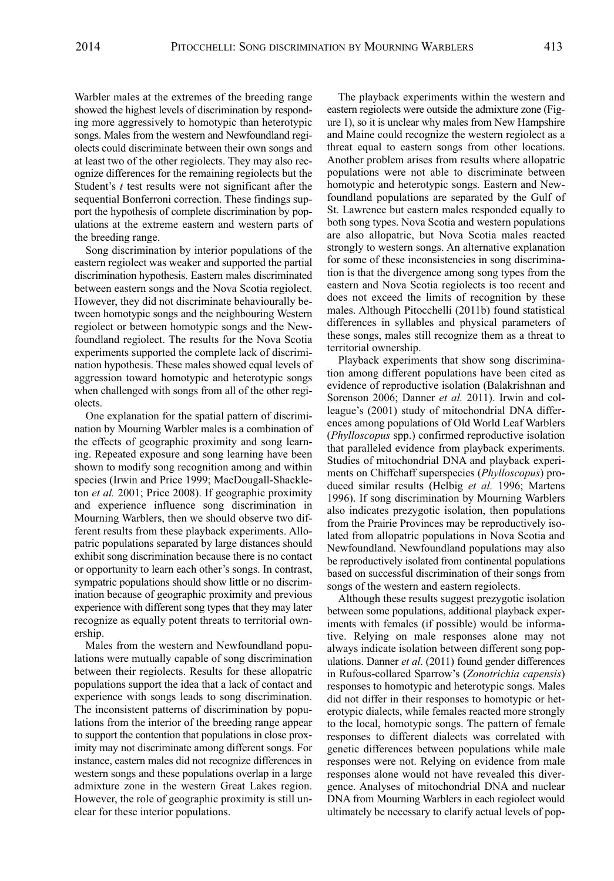Warbler males at the extremes of the breeding range showed the highest levels of discrimination by responding more aggressively to homotypic than heterotypic songs. Males from the western and Newfoundland regiolects could discriminate between their own songs and at least two of the other regiolects. They may also recognize differences for the remaining regiolects but the Student's *t* test results were not significant after the sequential Bonferroni correction. These findings support the hypothesis of complete discrimination by populations at the extreme eastern and western parts of the breeding range.

Song discrimination by interior populations of the eastern regiolect was weaker and supported the partial discrimination hypothesis. Eastern males discriminated between eastern songs and the Nova Scotia regiolect. However, they did not discriminate behaviourally between homotypic songs and the neighbouring Western regiolect or between homotypic songs and the Newfoundland regiolect. The results for the Nova Scotia experiments supported the complete lack of discrimination hypothesis. These males showed equal levels of aggression toward homotypic and heterotypic songs when challenged with songs from all of the other regiolects.

One explanation for the spatial pattern of discrimination by Mourning Warbler males is a combination of the effects of geographic proximity and song learning. Repeated exposure and song learning have been shown to modify song recognition among and within species (Irwin and Price 1999; MacDougall-Shackleton *et al.* 2001; Price 2008). If geographic proximity and experience influence song discrimination in Mourning Warblers, then we should observe two different results from these playback experiments. Allopatric populations separated by large distances should exhibit song discrimination because there is no contact or opportunity to learn each other's songs. In contrast, sympatric populations should show little or no discrimination because of geographic proximity and previous experience with different song types that they may later recognize as equally potent threats to territorial ownership.

Males from the western and Newfoundland populations were mutually capable of song discrimination between their regiolects. Results for these allopatric populations support the idea that a lack of contact and experience with songs leads to song discrimination. The inconsistent patterns of discrimination by populations from the interior of the breeding range appear to support the contention that populations in close proximity may not discriminate among different songs. For instance, eastern males did not recognize differences in western songs and these populations overlap in a large admixture zone in the western Great Lakes region. However, the role of geographic proximity is still unclear for these interior populations.

The playback experiments within the western and eastern regiolects were outside the admixture zone (Figure 1), so it is unclear why males from New Hampshire and Maine could recognize the western regiolect as a threat equal to eastern songs from other locations. Another problem arises from results where allopatric populations were not able to discriminate between homotypic and heterotypic songs. Eastern and Newfoundland populations are separated by the Gulf of St. Lawrence but eastern males responded equally to both song types. Nova Scotia and western populations are also allopatric, but Nova Scotia males reacted strongly to western songs. An alternative explanation for some of these inconsistencies in song discrimination is that the divergence among song types from the eastern and Nova Scotia regiolects is too recent and does not exceed the limits of recognition by these males. Although Pitocchelli (2011b) found statistical differences in syllables and physical parameters of these songs, males still recognize them as a threat to territorial ownership.

Playback experiments that show song discrimination among different populations have been cited as evidence of reproductive isolation (Balakrishnan and Sorenson 2006; Danner *et al.* 2011). Irwin and colleague's (2001) study of mitochondrial DNA differences among populations of Old World Leaf Warblers (*Phylloscopus* spp.) confirmed reproductive isolation that paralleled evidence from playback experiments. Studies of mitochondrial DNA and playback experiments on Chiffchaff superspecies (*Phylloscopus*) produced similar results (Helbig *et al.* 1996; Martens 1996). If song discrimination by Mourning Warblers also indicates prezygotic isolation, then populations from the Prairie Provinces may be reproductively isolated from allopatric populations in Nova Scotia and Newfoundland. Newfoundland populations may also be reproductively isolated from continental populations based on successful discrimination of their songs from songs of the western and eastern regiolects.

Although these results suggest prezygotic isolation between some populations, additional playback experiments with females (if possible) would be informative. Relying on male responses alone may not always indicate isolation between different song populations. Danner *et al*. (2011) found gender differences in Rufous-collared Sparrow's (*Zonotrichia capensis*) responses to homotypic and heterotypic songs. Males did not differ in their responses to homotypic or heterotypic dialects, while females reacted more strongly to the local, homotypic songs. The pattern of female responses to different dialects was correlated with genetic differences between populations while male responses were not. Relying on evidence from male responses alone would not have revealed this divergence. Analyses of mitochondrial DNA and nuclear DNA from Mourning Warblers in each regiolect would ultimately be necessary to clarify actual levels of pop-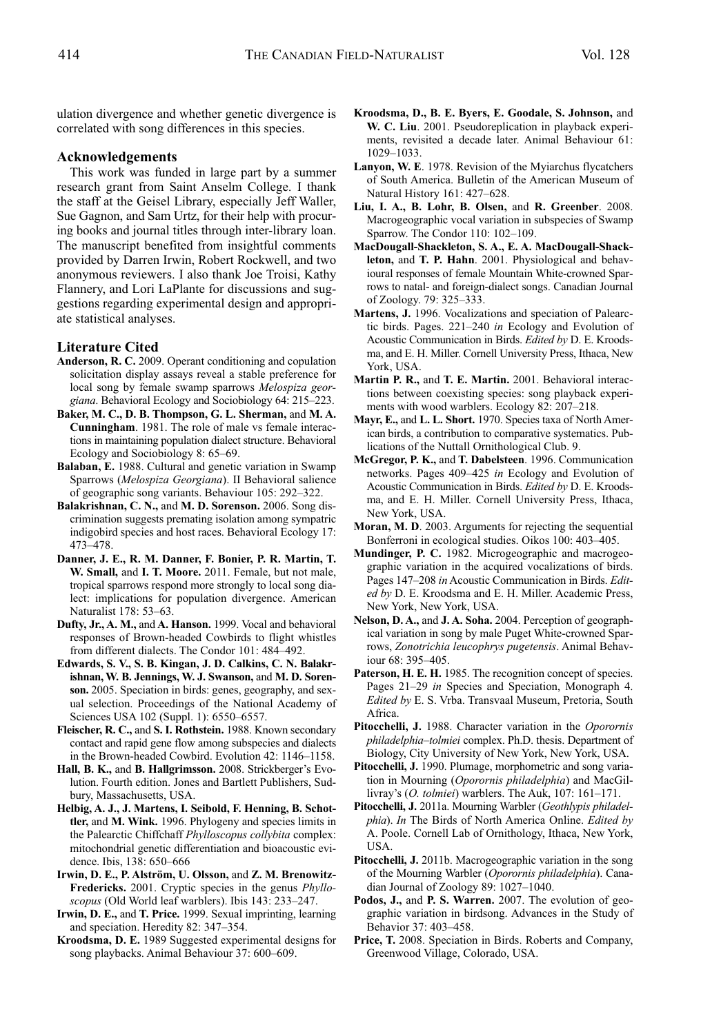ulation divergence and whether genetic divergence is correlated with song differences in this species.

## Acknowledgements

This work was funded in large part by a summer research grant from Saint Anselm College. I thank the staff at the Geisel Library, especially Jeff Waller, Sue Gagnon, and Sam Urtz, for their help with procuring books and journal titles through inter-library loan. The manuscript benefited from insightful comments provided by Darren Irwin, Robert Rockwell, and two anonymous reviewers. I also thank Joe Troisi, Kathy Flannery, and Lori LaPlante for discussions and suggestions regarding experimental design and appropriate statistical analyses.

## Literature Cited

**Anderson, R. C.** 2009. Operant conditioning and copulation solicitation display assays reveal a stable preference for local song by female swamp sparrows *Melospiza georgiana*. Behavioral Ecology and Sociobiology 64: 215–223.

**Baker, M. C., D. B. Thompson, G. L. Sherman,** and **M. A. Cunningham**. 1981. The role of male vs female interactions in maintaining population dialect structure. Behavioral Ecology and Sociobiology 8: 65–69.

**Balaban, E.** 1988. Cultural and genetic variation in Swamp Sparrows (*Melospiza Georgiana*). II Behavioral salience of geographic song variants. Behaviour 105: 292–322.

**Balakrishnan, C. N.,** and **M. D. Sorenson.** 2006. Song discrimination suggests premating isolation among sympatric indigobird species and host races. Behavioral Ecology 17: 473–478.

**Danner, J. E., R. M. Danner, F. Bonier, P. R. Martin, T. W. Small,** and **I. T. Moore.** 2011. Female, but not male, tropical sparrows respond more strongly to local song dialect: implications for population divergence. American Naturalist 178: 53–63.

**Dufty, Jr., A. M.,** and **A. Hanson.** 1999. Vocal and behavioral responses of Brown-headed Cowbirds to flight whistles from different dialects. The Condor 101: 484–492.

**Edwards, S. V., S. B. Kingan, J. D. Calkins, C. N. Balakrishnan, W. B. Jennings, W. J. Swanson,** and **M. D. Sorenson.** 2005. Speciation in birds: genes, geography, and sexual selection. Proceedings of the National Academy of Sciences USA 102 (Suppl. 1): 6550–6557.

**Fleischer, R. C.,** and **S. I. Rothstein.** 1988. Known secondary contact and rapid gene flow among subspecies and dialects in the Brown-headed Cowbird. Evolution 42: 1146–1158.

**Hall, B. K.,** and **B. Hallgrimsson.** 2008. Strickberger's Evolution. Fourth edition. Jones and Bartlett Publishers, Sudbury, Massachusetts, USA.

**Helbig, A. J., J. Martens, I. Seibold, F. Henning, B. Schottler,** and **M. Wink.** 1996. Phylogeny and species limits in the Palearctic Chiffchaff *Phylloscopus collybita* complex: mitochondrial genetic differentiation and bioacoustic evidence. Ibis, 138: 650–666

**Irwin, D. E., P. Alström, U. Olsson,** and **Z. M. Brenowitz-Fredericks.** 2001. Cryptic species in the genus *Phylloscopus* (Old World leaf warblers). Ibis 143: 233–247.

**Irwin, D. E.,** and **T. Price.** 1999. Sexual imprinting, learning and speciation. Heredity 82: 347–354.

**Kroodsma, D. E.** 1989 Suggested experimental designs for song playbacks. Animal Behaviour 37: 600–609.

**Kroodsma, D., B. E. Byers, E. Goodale, S. Johnson,** and **W. C. Liu**. 2001. Pseudoreplication in playback experiments, revisited a decade later. Animal Behaviour 61: 1029–1033.

**Lanyon, W. E**. 1978. Revision of the Myiarchus flycatchers of South America. Bulletin of the American Museum of Natural History 161: 427–628.

**Liu, I. A., B. Lohr, B. Olsen,** and **R. Greenber**. 2008. Macrogeographic vocal variation in subspecies of Swamp Sparrow. The Condor 110: 102–109.

**MacDougall-Shackleton, S. A., E. A. MacDougall-Shackleton,** and **T. P. Hahn**. 2001. Physiological and behavioural responses of female Mountain White-crowned Sparrows to natal- and foreign-dialect songs. Canadian Journal of Zoology. 79: 325–333.

**Martens, J.** 1996. Vocalizations and speciation of Palearctic birds. Pages. 221–240 *in* Ecology and Evolution of Acoustic Communication in Birds. *Edited by* D. E. Kroodsma, and E. H. Miller. Cornell University Press, Ithaca, New York, USA.

**Martin P. R.,** and **T. E. Martin.** 2001. Behavioral interactions between coexisting species: song playback experiments with wood warblers. Ecology 82: 207–218.

**Mayr, E.,** and **L. L. Short.** 1970. Species taxa of North American birds, a contribution to comparative systematics. Publications of the Nuttall Ornithological Club. 9.

**McGregor, P. K.,** and **T. Dabelsteen**. 1996. Communication networks. Pages 409–425 *in* Ecology and Evolution of Acoustic Communication in Birds. *Edited by* D. E. Kroodsma, and E. H. Miller. Cornell University Press, Ithaca, New York, USA.

**Moran, M. D**. 2003. Arguments for rejecting the sequential Bonferroni in ecological studies. Oikos 100: 403–405.

**Mundinger, P. C.** 1982. Microgeographic and macrogeographic variation in the acquired vocalizations of birds. Pages 147–208 *in* Acoustic Communication in Birds. *Edited by* D. E. Kroodsma and E. H. Miller. Academic Press, New York, New York, USA.

**Nelson, D. A.,** and **J. A. Soha.** 2004. Perception of geographical variation in song by male Puget White-crowned Sparrows, *Zonotrichia leucophrys pugetensis*. Animal Behaviour 68: 395–405.

**Paterson, H. E. H.** 1985. The recognition concept of species. Pages 21–29 *in* Species and Speciation, Monograph 4. *Edited by* E. S. Vrba. Transvaal Museum, Pretoria, South Africa.

**Pitocchelli, J.** 1988. Character variation in the *Oporornis philadelphia–tolmiei* complex. Ph.D. thesis. Department of Biology, City University of New York, New York, USA.

**Pitocchelli, J.** 1990. Plumage, morphometric and song variation in Mourning (*Oporornis philadelphia*) and MacGillivray's (*O. tolmiei*) warblers. The Auk, 107: 161–171.

**Pitocchelli, J.** 2011a. Mourning Warbler (*Geothlypis philadelphia*). *In* The Birds of North America Online. *Edited by* A. Poole. Cornell Lab of Ornithology, Ithaca, New York, USA.

**Pitocchelli, J.** 2011b. Macrogeographic variation in the song of the Mourning Warbler (*Oporornis philadelphia*). Canadian Journal of Zoology 89: 1027–1040.

**Podos, J.,** and **P. S. Warren.** 2007. The evolution of geographic variation in birdsong. Advances in the Study of Behavior 37: 403–458.

**Price, T.** 2008. Speciation in Birds. Roberts and Company, Greenwood Village, Colorado, USA.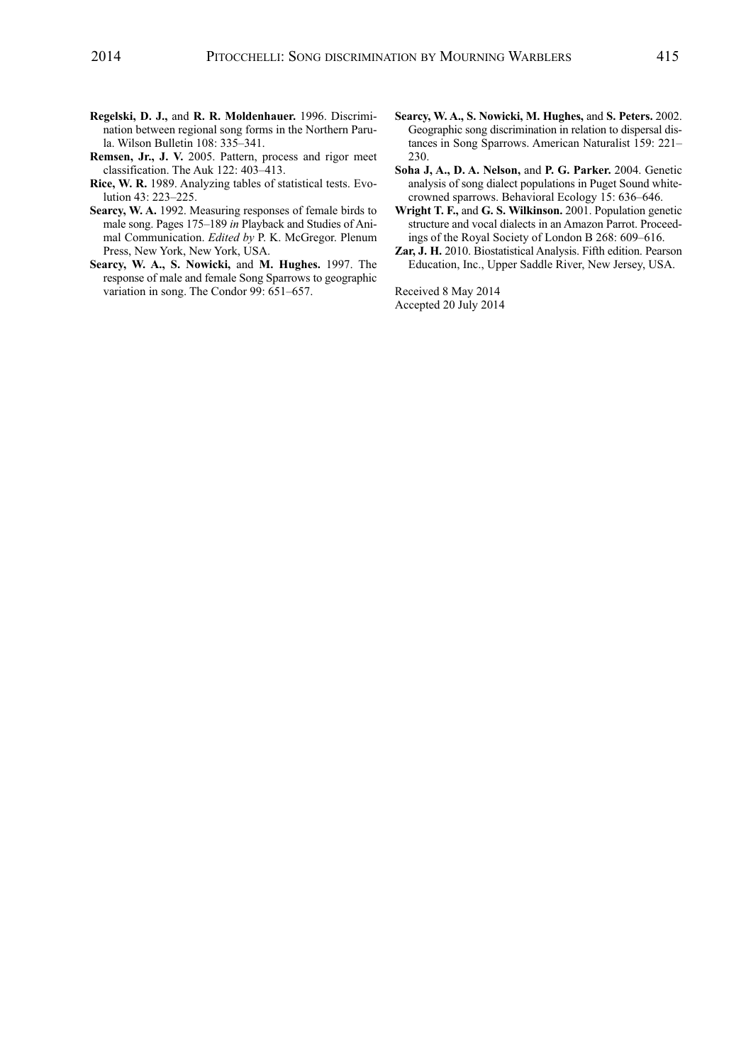**Regelski, D. J.,** and **R. R. Moldenhauer.** 1996. Discrimination between regional song forms in the Northern Parula. Wilson Bulletin 108: 335–341.

**Remsen, Jr., J. V.** 2005. Pattern, process and rigor meet classification. The Auk 122: 403–413.

**Rice, W. R.** 1989. Analyzing tables of statistical tests. Evolution 43: 223–225.

**Searcy, W. A.** 1992. Measuring responses of female birds to male song. Pages 175–189 *in* Playback and Studies of Animal Communication. *Edited by* P. K. McGregor. Plenum Press, New York, New York, USA.

**Searcy, W. A., S. Nowicki,** and **M. Hughes.** 1997. The response of male and female Song Sparrows to geographic variation in song. The Condor 99: 651–657.

**Searcy, W. A., S. Nowicki, M. Hughes,** and **S. Peters.** 2002. Geographic song discrimination in relation to dispersal distances in Song Sparrows. American Naturalist 159: 221–230.

**Soha J, A., D. A. Nelson,** and **P. G. Parker.** 2004. Genetic analysis of song dialect populations in Puget Sound white-crowned sparrows. Behavioral Ecology 15: 636–646.

**Wright T. F.,** and **G. S. Wilkinson.** 2001. Population genetic structure and vocal dialects in an Amazon Parrot. Proceedings of the Royal Society of London B 268: 609–616.

**Zar, J. H.** 2010. Biostatistical Analysis. Fifth edition. Pearson Education, Inc., Upper Saddle River, New Jersey, USA.

Received 8 May 2014
Accepted 20 July 2014